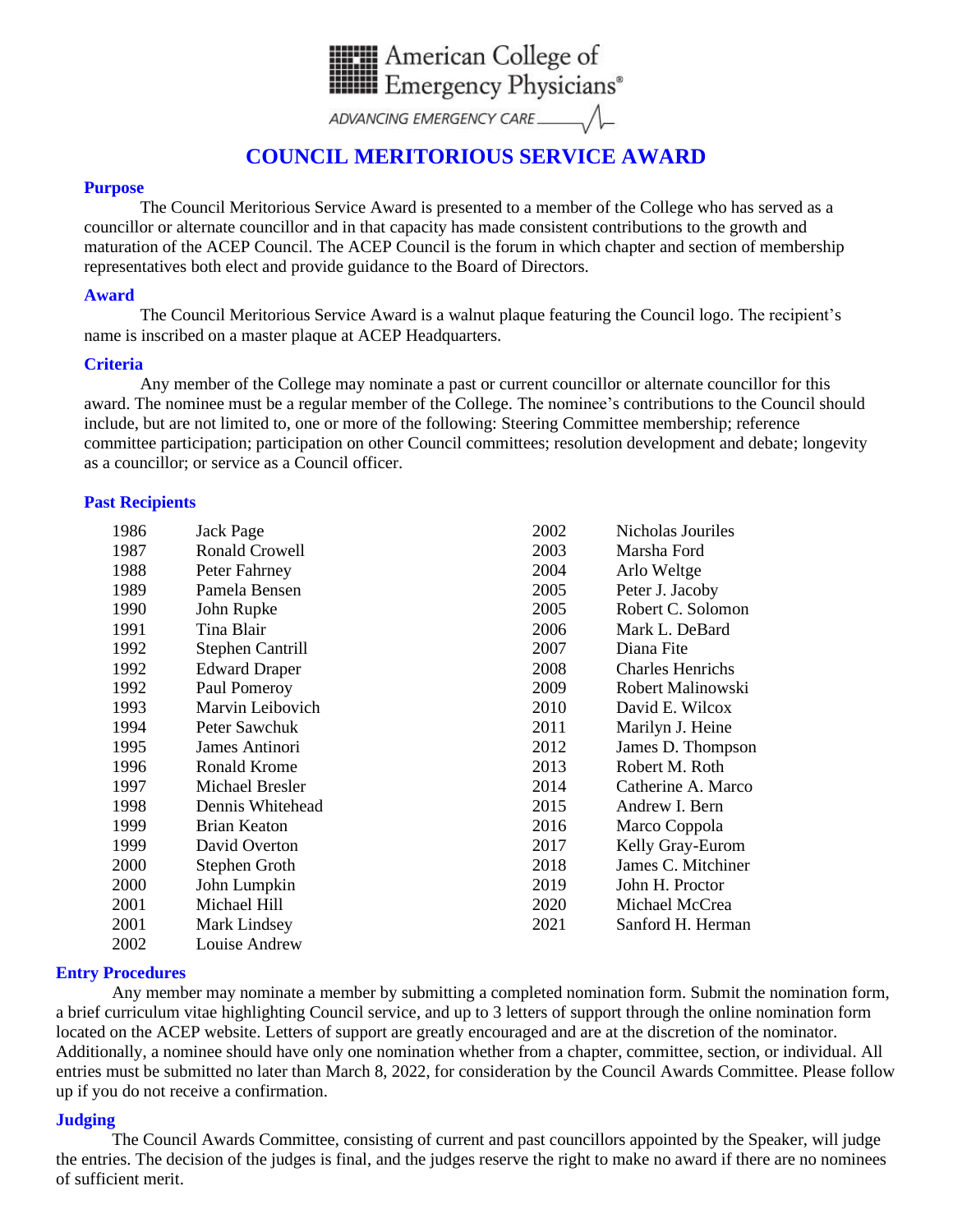American College of Emergency Physicians®

ADVANCING EMERGENCY CARE

# COUNCIL MERITORIOUS SERVICE AWARD

## Purpose

The Council Meritorious Service Award is presented to a member of the College who has served as a councillor or alternate councillor and in that capacity has made consistent contributions to the growth and maturation of the ACEP Council. The ACEP Council is the forum in which chapter and section of membership representatives both elect and provide guidance to the Board of Directors.

## Award

The Council Meritorious Service Award is a walnut plaque featuring the Council logo. The recipient's name is inscribed on a master plaque at ACEP Headquarters.

## Criteria

Any member of the College may nominate a past or current councillor or alternate councillor for this award. The nominee must be a regular member of the College. The nominee's contributions to the Council should include, but are not limited to, one or more of the following: Steering Committee membership; reference committee participation; participation on other Council committees; resolution development and debate; longevity as a councillor; or service as a Council officer.

## Past Recipients

| Year | Recipient |
|---|---|
| 1986 | Jack Page |
| 1987 | Ronald Crowell |
| 1988 | Peter Fahrney |
| 1989 | Pamela Bensen |
| 1990 | John Rupke |
| 1991 | Tina Blair |
| 1992 | Stephen Cantrill |
| 1992 | Edward Draper |
| 1992 | Paul Pomeroy |
| 1993 | Marvin Leibovich |
| 1994 | Peter Sawchuk |
| 1995 | James Antinori |
| 1996 | Ronald Krome |
| 1997 | Michael Bresler |
| 1998 | Dennis Whitehead |
| 1999 | Brian Keaton |
| 1999 | David Overton |
| 2000 | Stephen Groth |
| 2000 | John Lumpkin |
| 2001 | Michael Hill |
| 2001 | Mark Lindsey |
| 2002 | Louise Andrew |
| 2002 | Nicholas Jouriles |
| 2003 | Marsha Ford |
| 2004 | Arlo Weltge |
| 2005 | Peter J. Jacoby |
| 2005 | Robert C. Solomon |
| 2006 | Mark L. DeBard |
| 2007 | Diana Fite |
| 2008 | Charles Henrichs |
| 2009 | Robert Malinowski |
| 2010 | David E. Wilcox |
| 2011 | Marilyn J. Heine |
| 2012 | James D. Thompson |
| 2013 | Robert M. Roth |
| 2014 | Catherine A. Marco |
| 2015 | Andrew I. Bern |
| 2016 | Marco Coppola |
| 2017 | Kelly Gray-Eurom |
| 2018 | James C. Mitchiner |
| 2019 | John H. Proctor |
| 2020 | Michael McCrea |
| 2021 | Sanford H. Herman |

## Entry Procedures

Any member may nominate a member by submitting a completed nomination form. Submit the nomination form, a brief curriculum vitae highlighting Council service, and up to 3 letters of support through the online nomination form located on the ACEP website. Letters of support are greatly encouraged and are at the discretion of the nominator. Additionally, a nominee should have only one nomination whether from a chapter, committee, section, or individual. All entries must be submitted no later than March 8, 2022, for consideration by the Council Awards Committee. Please follow up if you do not receive a confirmation.

## Judging

The Council Awards Committee, consisting of current and past councillors appointed by the Speaker, will judge the entries. The decision of the judges is final, and the judges reserve the right to make no award if there are no nominees of sufficient merit.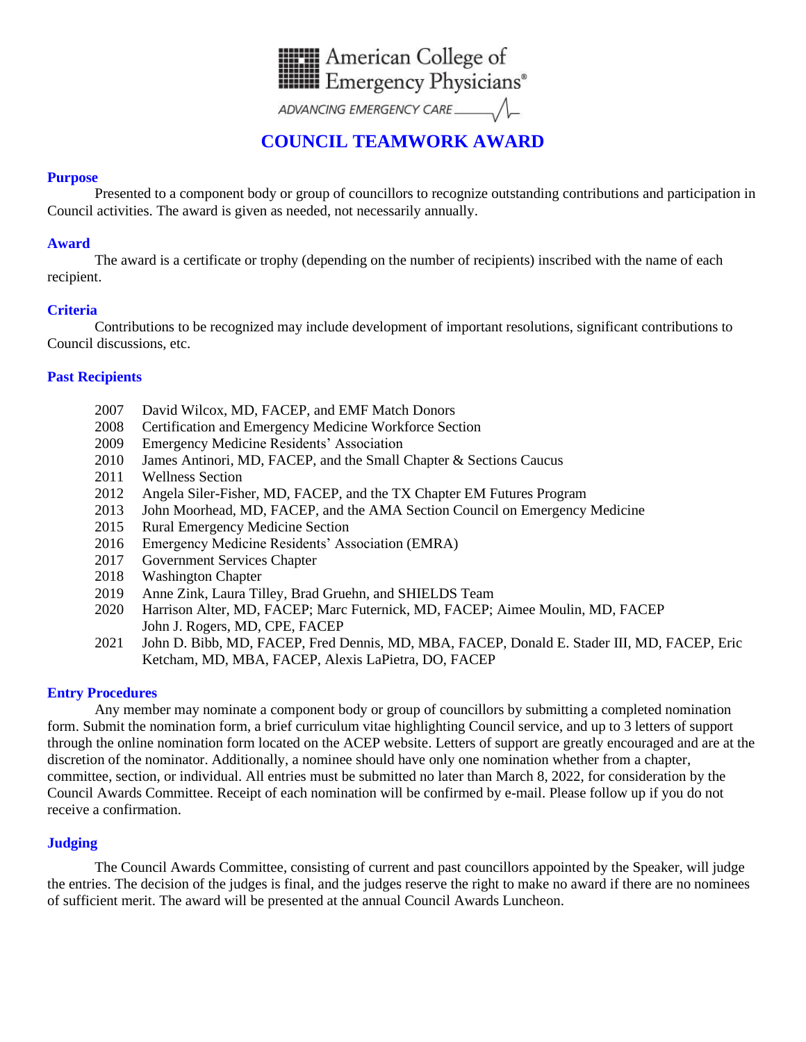American College of Emergency Physicians®

ADVANCING EMERGENCY CARE

# COUNCIL TEAMWORK AWARD

## Purpose

Presented to a component body or group of councillors to recognize outstanding contributions and participation in Council activities. The award is given as needed, not necessarily annually.

## Award

The award is a certificate or trophy (depending on the number of recipients) inscribed with the name of each recipient.

## Criteria

Contributions to be recognized may include development of important resolutions, significant contributions to Council discussions, etc.

## Past Recipients

- 2007 David Wilcox, MD, FACEP, and EMF Match Donors
- 2008 Certification and Emergency Medicine Workforce Section
- 2009 Emergency Medicine Residents' Association
- 2010 James Antinori, MD, FACEP, and the Small Chapter & Sections Caucus
- 2011 Wellness Section
- 2012 Angela Siler-Fisher, MD, FACEP, and the TX Chapter EM Futures Program
- 2013 John Moorhead, MD, FACEP, and the AMA Section Council on Emergency Medicine
- 2015 Rural Emergency Medicine Section
- 2016 Emergency Medicine Residents' Association (EMRA)
- 2017 Government Services Chapter
- 2018 Washington Chapter
- 2019 Anne Zink, Laura Tilley, Brad Gruehn, and SHIELDS Team
- 2020 Harrison Alter, MD, FACEP; Marc Futernick, MD, FACEP; Aimee Moulin, MD, FACEP John J. Rogers, MD, CPE, FACEP
- 2021 John D. Bibb, MD, FACEP, Fred Dennis, MD, MBA, FACEP, Donald E. Stader III, MD, FACEP, Eric Ketcham, MD, MBA, FACEP, Alexis LaPietra, DO, FACEP

## Entry Procedures

Any member may nominate a component body or group of councillors by submitting a completed nomination form. Submit the nomination form, a brief curriculum vitae highlighting Council service, and up to 3 letters of support through the online nomination form located on the ACEP website. Letters of support are greatly encouraged and are at the discretion of the nominator. Additionally, a nominee should have only one nomination whether from a chapter, committee, section, or individual. All entries must be submitted no later than March 8, 2022, for consideration by the Council Awards Committee. Receipt of each nomination will be confirmed by e-mail. Please follow up if you do not receive a confirmation.

## Judging

The Council Awards Committee, consisting of current and past councillors appointed by the Speaker, will judge the entries. The decision of the judges is final, and the judges reserve the right to make no award if there are no nominees of sufficient merit. The award will be presented at the annual Council Awards Luncheon.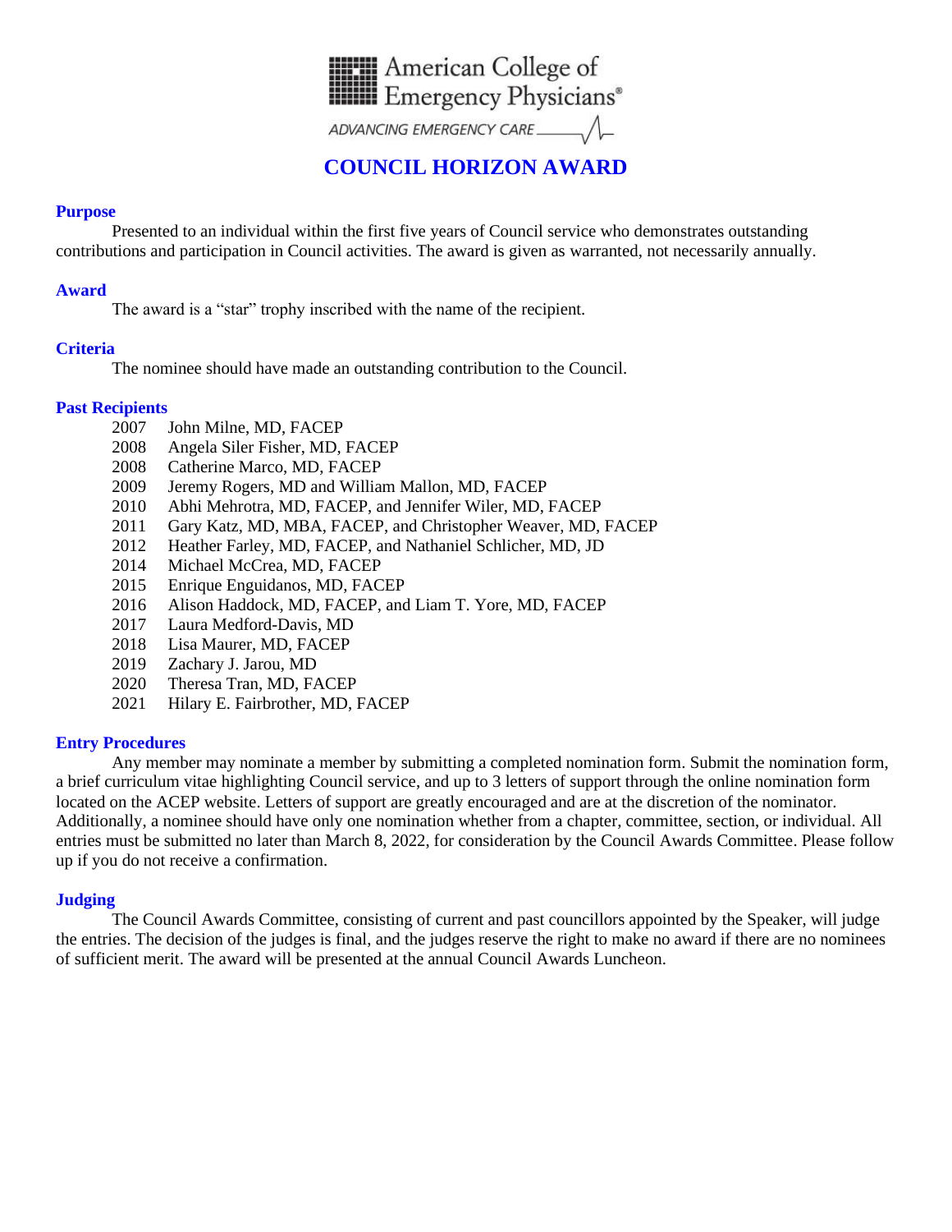American College of Emergency Physicians®

*ADVANCING EMERGENCY CARE*

# COUNCIL HORIZON AWARD

## Purpose

Presented to an individual within the first five years of Council service who demonstrates outstanding contributions and participation in Council activities. The award is given as warranted, not necessarily annually.

## Award

The award is a "star" trophy inscribed with the name of the recipient.

## Criteria

The nominee should have made an outstanding contribution to the Council.

## Past Recipients

- 2007 John Milne, MD, FACEP
- 2008 Angela Siler Fisher, MD, FACEP
- 2008 Catherine Marco, MD, FACEP
- 2009 Jeremy Rogers, MD and William Mallon, MD, FACEP
- 2010 Abhi Mehrotra, MD, FACEP, and Jennifer Wiler, MD, FACEP
- 2011 Gary Katz, MD, MBA, FACEP, and Christopher Weaver, MD, FACEP
- 2012 Heather Farley, MD, FACEP, and Nathaniel Schlicher, MD, JD
- 2014 Michael McCrea, MD, FACEP
- 2015 Enrique Enguidanos, MD, FACEP
- 2016 Alison Haddock, MD, FACEP, and Liam T. Yore, MD, FACEP
- 2017 Laura Medford-Davis, MD
- 2018 Lisa Maurer, MD, FACEP
- 2019 Zachary J. Jarou, MD
- 2020 Theresa Tran, MD, FACEP
- 2021 Hilary E. Fairbrother, MD, FACEP

## Entry Procedures

Any member may nominate a member by submitting a completed nomination form. Submit the nomination form, a brief curriculum vitae highlighting Council service, and up to 3 letters of support through the online nomination form located on the ACEP website. Letters of support are greatly encouraged and are at the discretion of the nominator. Additionally, a nominee should have only one nomination whether from a chapter, committee, section, or individual. All entries must be submitted no later than March 8, 2022, for consideration by the Council Awards Committee. Please follow up if you do not receive a confirmation.

## Judging

The Council Awards Committee, consisting of current and past councillors appointed by the Speaker, will judge the entries. The decision of the judges is final, and the judges reserve the right to make no award if there are no nominees of sufficient merit. The award will be presented at the annual Council Awards Luncheon.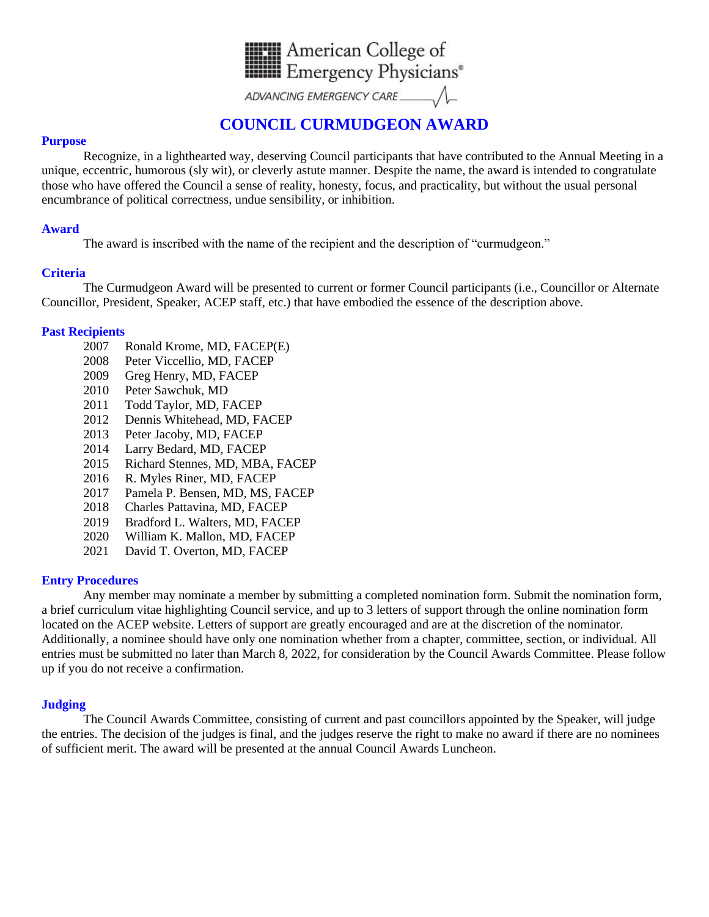American College of Emergency Physicians®

ADVANCING EMERGENCY CARE

# COUNCIL CURMUDGEON AWARD

## Purpose

Recognize, in a lighthearted way, deserving Council participants that have contributed to the Annual Meeting in a unique, eccentric, humorous (sly wit), or cleverly astute manner. Despite the name, the award is intended to congratulate those who have offered the Council a sense of reality, honesty, focus, and practicality, but without the usual personal encumbrance of political correctness, undue sensibility, or inhibition.

## Award

The award is inscribed with the name of the recipient and the description of "curmudgeon."

## Criteria

The Curmudgeon Award will be presented to current or former Council participants (i.e., Councillor or Alternate Councillor, President, Speaker, ACEP staff, etc.) that have embodied the essence of the description above.

## Past Recipients

2007 Ronald Krome, MD, FACEP(E)
2008 Peter Viccellio, MD, FACEP
2009 Greg Henry, MD, FACEP
2010 Peter Sawchuk, MD
2011 Todd Taylor, MD, FACEP
2012 Dennis Whitehead, MD, FACEP
2013 Peter Jacoby, MD, FACEP
2014 Larry Bedard, MD, FACEP
2015 Richard Stennes, MD, MBA, FACEP
2016 R. Myles Riner, MD, FACEP
2017 Pamela P. Bensen, MD, MS, FACEP
2018 Charles Pattavina, MD, FACEP
2019 Bradford L. Walters, MD, FACEP
2020 William K. Mallon, MD, FACEP
2021 David T. Overton, MD, FACEP

## Entry Procedures

Any member may nominate a member by submitting a completed nomination form. Submit the nomination form, a brief curriculum vitae highlighting Council service, and up to 3 letters of support through the online nomination form located on the ACEP website. Letters of support are greatly encouraged and are at the discretion of the nominator. Additionally, a nominee should have only one nomination whether from a chapter, committee, section, or individual. All entries must be submitted no later than March 8, 2022, for consideration by the Council Awards Committee. Please follow up if you do not receive a confirmation.

## Judging

The Council Awards Committee, consisting of current and past councillors appointed by the Speaker, will judge the entries. The decision of the judges is final, and the judges reserve the right to make no award if there are no nominees of sufficient merit. The award will be presented at the annual Council Awards Luncheon.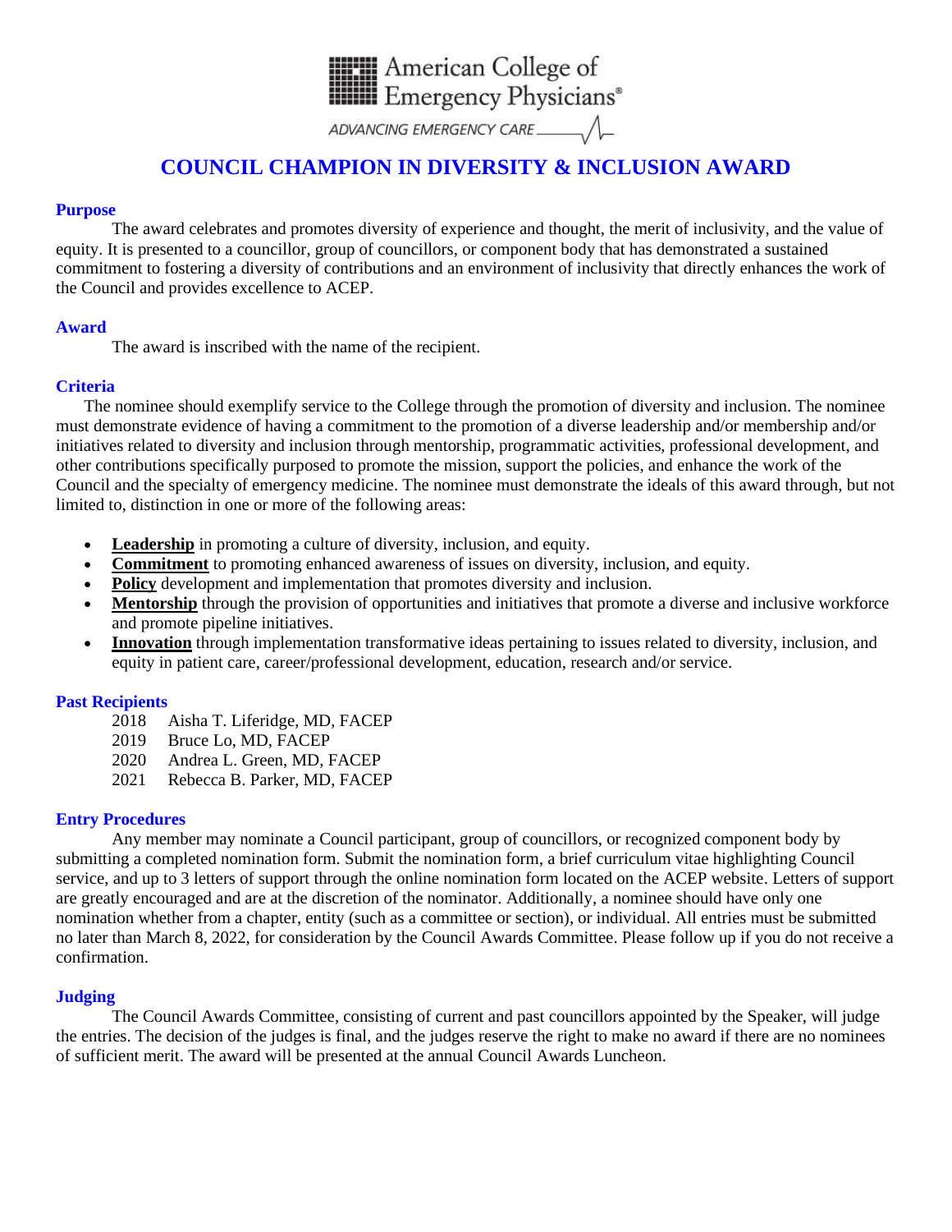American College of Emergency Physicians®

ADVANCING EMERGENCY CARE

# COUNCIL CHAMPION IN DIVERSITY & INCLUSION AWARD

## Purpose

The award celebrates and promotes diversity of experience and thought, the merit of inclusivity, and the value of equity. It is presented to a councillor, group of councillors, or component body that has demonstrated a sustained commitment to fostering a diversity of contributions and an environment of inclusivity that directly enhances the work of the Council and provides excellence to ACEP.

## Award

The award is inscribed with the name of the recipient.

## Criteria

The nominee should exemplify service to the College through the promotion of diversity and inclusion. The nominee must demonstrate evidence of having a commitment to the promotion of a diverse leadership and/or membership and/or initiatives related to diversity and inclusion through mentorship, programmatic activities, professional development, and other contributions specifically purposed to promote the mission, support the policies, and enhance the work of the Council and the specialty of emergency medicine. The nominee must demonstrate the ideals of this award through, but not limited to, distinction in one or more of the following areas:

- **Leadership** in promoting a culture of diversity, inclusion, and equity.
- **Commitment** to promoting enhanced awareness of issues on diversity, inclusion, and equity.
- **Policy** development and implementation that promotes diversity and inclusion.
- **Mentorship** through the provision of opportunities and initiatives that promote a diverse and inclusive workforce and promote pipeline initiatives.
- **Innovation** through implementation transformative ideas pertaining to issues related to diversity, inclusion, and equity in patient care, career/professional development, education, research and/or service.

## Past Recipients

2018 Aisha T. Liferidge, MD, FACEP
2019 Bruce Lo, MD, FACEP
2020 Andrea L. Green, MD, FACEP
2021 Rebecca B. Parker, MD, FACEP

## Entry Procedures

Any member may nominate a Council participant, group of councillors, or recognized component body by submitting a completed nomination form. Submit the nomination form, a brief curriculum vitae highlighting Council service, and up to 3 letters of support through the online nomination form located on the ACEP website. Letters of support are greatly encouraged and are at the discretion of the nominator. Additionally, a nominee should have only one nomination whether from a chapter, entity (such as a committee or section), or individual. All entries must be submitted no later than March 8, 2022, for consideration by the Council Awards Committee. Please follow up if you do not receive a confirmation.

## Judging

The Council Awards Committee, consisting of current and past councillors appointed by the Speaker, will judge the entries. The decision of the judges is final, and the judges reserve the right to make no award if there are no nominees of sufficient merit. The award will be presented at the annual Council Awards Luncheon.